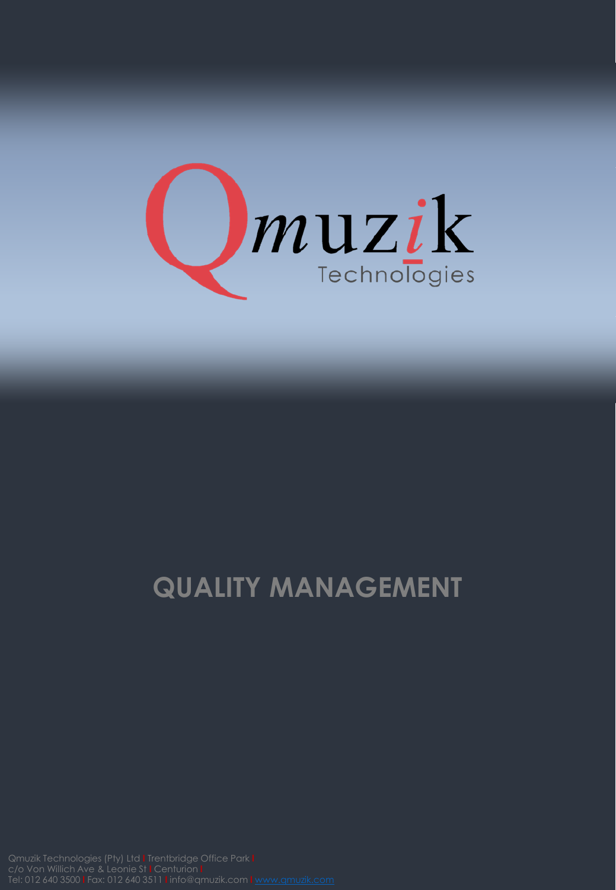Qmuzik Technologies

# QUALITY MANAGEMENT

Qmuzik Technologies (Pty) Ltd | Trentbridge Office Park |
c/o Von Willich Ave & Leonie St | Centurion |
Tel: 012 640 3500 | Fax: 012 640 3511 | info@qmuzik.com | www.qmuzik.com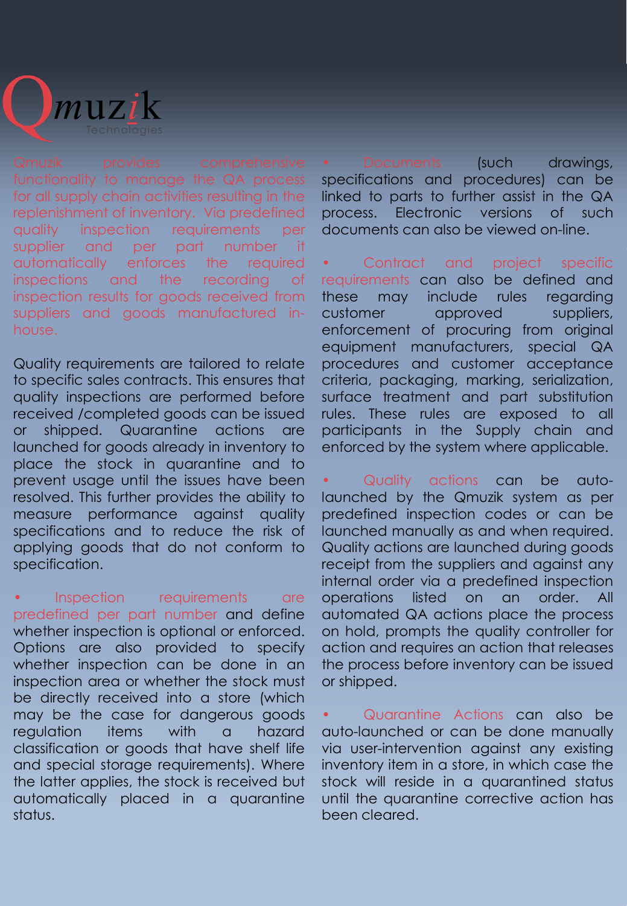# Qmuzik Technologies

Qmuzik provides comprehensive functionality to manage the QA process for all supply chain activities resulting in the replenishment of inventory. Via predefined quality inspection requirements per supplier and per part number it automatically enforces the required inspections and the recording of inspection results for goods received from suppliers and goods manufactured in-house.

Quality requirements are tailored to relate to specific sales contracts. This ensures that quality inspections are performed before received /completed goods can be issued or shipped. Quarantine actions are launched for goods already in inventory to place the stock in quarantine and to prevent usage until the issues have been resolved. This further provides the ability to measure performance against quality specifications and to reduce the risk of applying goods that do not conform to specification.

- **Inspection requirements are predefined per part number** and define whether inspection is optional or enforced. Options are also provided to specify whether inspection can be done in an inspection area or whether the stock must be directly received into a store (which may be the case for dangerous goods regulation items with a hazard classification or goods that have shelf life and special storage requirements). Where the latter applies, the stock is received but automatically placed in a quarantine status.

- **Documents** (such drawings, specifications and procedures) can be linked to parts to further assist in the QA process. Electronic versions of such documents can also be viewed on-line.

- **Contract and project specific requirements** can also be defined and these may include rules regarding customer approved suppliers, enforcement of procuring from original equipment manufacturers, special QA procedures and customer acceptance criteria, packaging, marking, serialization, surface treatment and part substitution rules. These rules are exposed to all participants in the Supply chain and enforced by the system where applicable.

- **Quality actions** can be auto-launched by the Qmuzik system as per predefined inspection codes or can be launched manually as and when required. Quality actions are launched during goods receipt from the suppliers and against any internal order via a predefined inspection operations listed on an order. All automated QA actions place the process on hold, prompts the quality controller for action and requires an action that releases the process before inventory can be issued or shipped.

- **Quarantine Actions** can also be auto-launched or can be done manually via user-intervention against any existing inventory item in a store, in which case the stock will reside in a quarantined status until the quarantine corrective action has been cleared.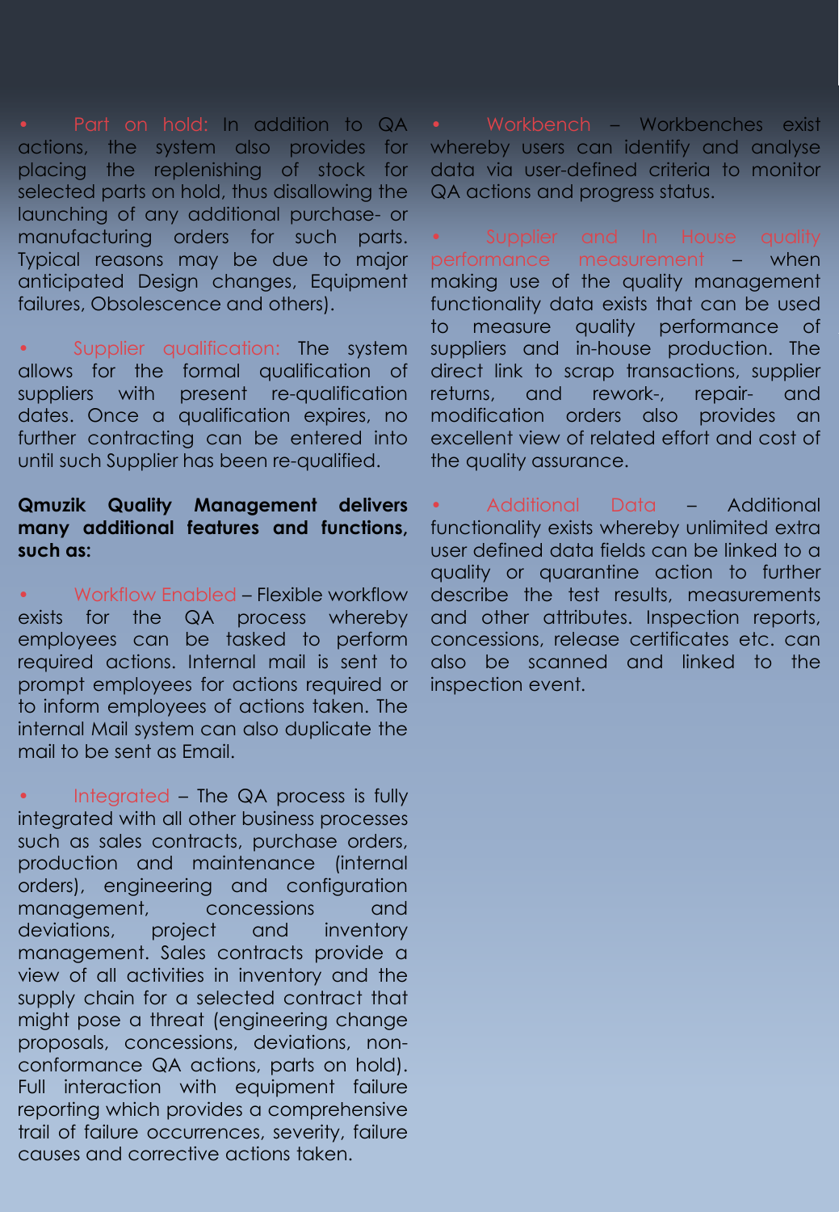- **Part on hold:** In addition to QA actions, the system also provides for placing the replenishing of stock for selected parts on hold, thus disallowing the launching of any additional purchase- or manufacturing orders for such parts. Typical reasons may be due to major anticipated Design changes, Equipment failures, Obsolescence and others).

- **Supplier qualification:** The system allows for the formal qualification of suppliers with present re-qualification dates. Once a qualification expires, no further contracting can be entered into until such Supplier has been re-qualified.

**Qmuzik Quality Management delivers many additional features and functions, such as:**

- **Workflow Enabled** – Flexible workflow exists for the QA process whereby employees can be tasked to perform required actions. Internal mail is sent to prompt employees for actions required or to inform employees of actions taken. The internal Mail system can also duplicate the mail to be sent as Email.

- **Integrated** – The QA process is fully integrated with all other business processes such as sales contracts, purchase orders, production and maintenance (internal orders), engineering and configuration management, concessions and deviations, project and inventory management. Sales contracts provide a view of all activities in inventory and the supply chain for a selected contract that might pose a threat (engineering change proposals, concessions, deviations, non-conformance QA actions, parts on hold). Full interaction with equipment failure reporting which provides a comprehensive trail of failure occurrences, severity, failure causes and corrective actions taken.

- **Workbench** – Workbenches exist whereby users can identify and analyse data via user-defined criteria to monitor QA actions and progress status.

- **Supplier and In House quality performance measurement** – when making use of the quality management functionality data exists that can be used to measure quality performance of suppliers and in-house production. The direct link to scrap transactions, supplier returns, and rework-, repair- and modification orders also provides an excellent view of related effort and cost of the quality assurance.

- **Additional Data** – Additional functionality exists whereby unlimited extra user defined data fields can be linked to a quality or quarantine action to further describe the test results, measurements and other attributes. Inspection reports, concessions, release certificates etc. can also be scanned and linked to the inspection event.